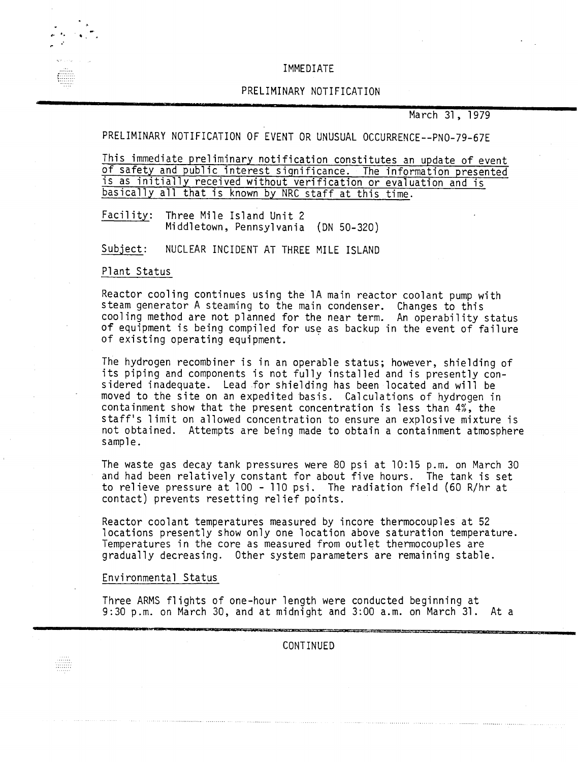IMMEDIATE

PRELIMINARY NOTIFICATION

March 31, 1979

PRELIMINARY NOTIFICATION OF EVENT OR UNUSUAL OCCURRENCE--PNO-79-67E

<u>This immediate preliminary notification constitutes an update of event of safety and public interest significance. The information presented is as initially received without verification or evaluation and is basically all that is known by NRC staff at this time.</u>

<u>Facility</u>: Three Mile Island Unit 2
Middletown, Pennsylvania (DN 50-320)

<u>Subject</u>: NUCLEAR INCIDENT AT THREE MILE ISLAND

<u>Plant Status</u>

Reactor cooling continues using the 1A main reactor coolant pump with steam generator A steaming to the main condenser. Changes to this cooling method are not planned for the near term. An operability status of equipment is being compiled for use as backup in the event of failure of existing operating equipment.

The hydrogen recombiner is in an operable status; however, shielding of its piping and components is not fully installed and is presently considered inadequate. Lead for shielding has been located and will be moved to the site on an expedited basis. Calculations of hydrogen in containment show that the present concentration is less than 4%, the staff's limit on allowed concentration to ensure an explosive mixture is not obtained. Attempts are being made to obtain a containment atmosphere sample.

The waste gas decay tank pressures were 80 psi at 10:15 p.m. on March 30 and had been relatively constant for about five hours. The tank is set to relieve pressure at 100 - 110 psi. The radiation field (60 R/hr at contact) prevents resetting relief points.

Reactor coolant temperatures measured by incore thermocouples at 52 locations presently show only one location above saturation temperature. Temperatures in the core as measured from outlet thermocouples are gradually decreasing. Other system parameters are remaining stable.

<u>Environmental Status</u>

Three ARMS flights of one-hour length were conducted beginning at 9:30 p.m. on March 30, and at midnight and 3:00 a.m. on March 31. At a

CONTINUED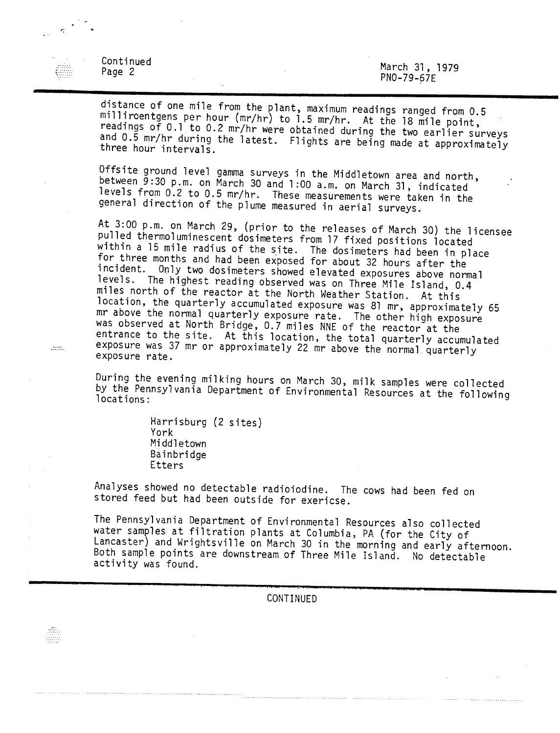distance of one mile from the plant, maximum readings ranged from 0.5 milliroentgens per hour (mr/hr) to 1.5 mr/hr. At the 18 mile point, readings of 0.1 to 0.2 mr/hr were obtained during the two earlier surveys and 0.5 mr/hr during the latest. Flights are being made at approximately three hour intervals.

Offsite ground level gamma surveys in the Middletown area and north, between 9:30 p.m. on March 30 and 1:00 a.m. on March 31, indicated levels from 0.2 to 0.5 mr/hr. These measurements were taken in the general direction of the plume measured in aerial surveys.

At 3:00 p.m. on March 29, (prior to the releases of March 30) the licensee pulled thermoluminescent dosimeters from 17 fixed positions located within a 15 mile radius of the site. The dosimeters had been in place for three months and had been exposed for about 32 hours after the incident. Only two dosimeters showed elevated exposures above normal levels. The highest reading observed was on Three Mile Island, 0.4 miles north of the reactor at the North Weather Station. At this location, the quarterly accumulated exposure was 81 mr, approximately 65 mr above the normal quarterly exposure rate. The other high exposure was observed at North Bridge, 0.7 miles NNE of the reactor at the entrance to the site. At this location, the total quarterly accumulated exposure was 37 mr or approximately 22 mr above the normal quarterly exposure rate.

During the evening milking hours on March 30, milk samples were collected by the Pennsylvania Department of Environmental Resources at the following locations:

- Harrisburg (2 sites)
- York
- Middletown
- Bainbridge
- Etters

Analyses showed no detectable radioiodine. The cows had been fed on stored feed but had been outside for exericse.

The Pennsylvania Department of Environmental Resources also collected water samples at filtration plants at Columbia, PA (for the City of Lancaster) and Wrightsville on March 30 in the morning and early afternoon. Both sample points are downstream of Three Mile Island. No detectable activity was found.

CONTINUED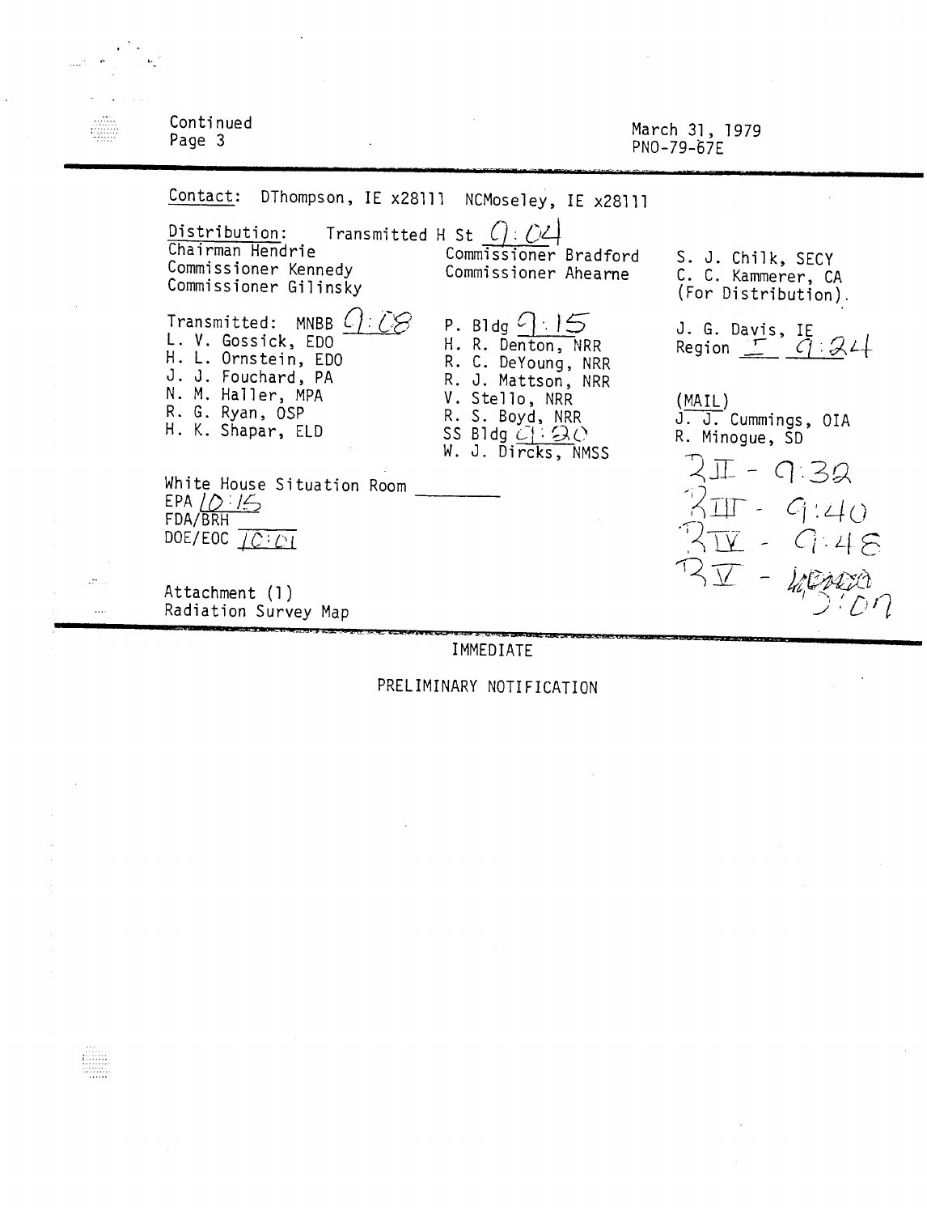Continued
Page 3

March 31, 1979
PNO-79-67E

---

Contact: DThompson, IE x28111 NCMoseley, IE x28111

Distribution: Transmitted H St 9:04

Chairman Hendrie
Commissioner Kennedy
Commissioner Gilinsky

Commissioner Bradford
Commissioner Ahearne

S. J. Chilk, SECY
C. C. Kammerer, CA
(For Distribution).

Transmitted: MNBB 9:08
L. V. Gossick, EDO
H. L. Ornstein, EDO
J. J. Fouchard, PA
N. M. Haller, MPA
R. G. Ryan, OSP
H. K. Shapar, ELD

P. Bldg 9:15
H. R. Denton, NRR
R. C. DeYoung, NRR
R. J. Mattson, NRR
V. Stello, NRR
R. S. Boyd, NRR
SS Bldg 9:20
W. J. Dircks, NMSS

J. G. Davis, IE
Region I 9:24

(MAIL)
J. J. Cummings, OIA
R. Minogue, SD

RII - 9:32
RIII - 9:40
RIV - 9:48
RV - 10:00

White House Situation Room ________
EPA 10:15
FDA/BRH ________
DOE/EOC 10:01

Attachment (1)
Radiation Survey Map

---

IMMEDIATE

PRELIMINARY NOTIFICATION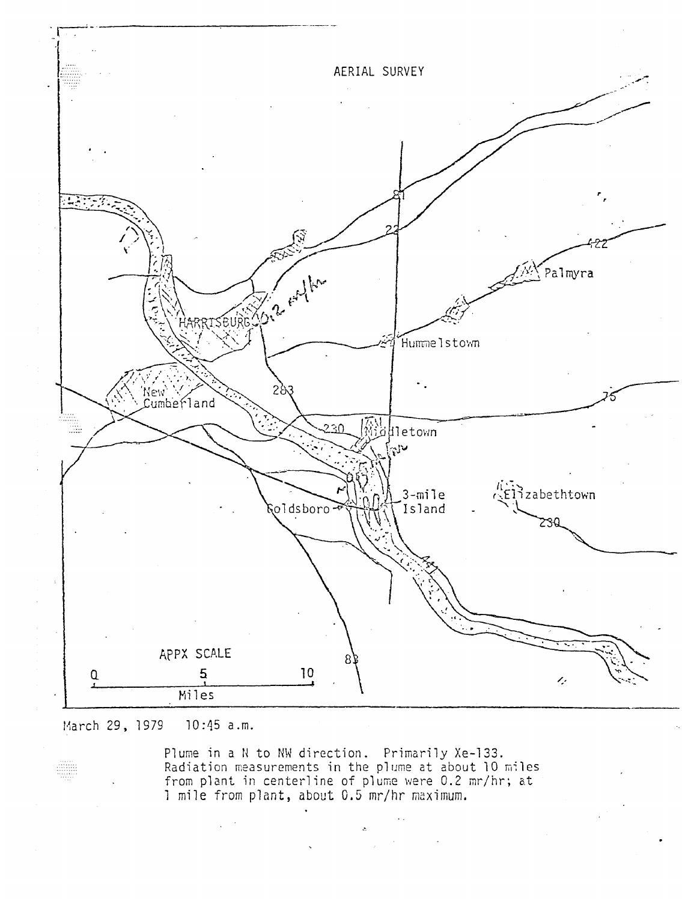AERIAL SURVEY

HARRISBURG

0.2 mr/hr

New Cumberland

Palmyra

Hummelstown

Middletown

Goldsboro

3-mile Island

Elizabethtown

81

22

422

283

230

76

83

APPX SCALE

0 5 10

Miles

March 29, 1979 10:45 a.m.

Plume in a N to NW direction. Primarily Xe-133. Radiation measurements in the plume at about 10 miles from plant in centerline of plume were 0.2 mr/hr; at 1 mile from plant, about 0.5 mr/hr maximum.